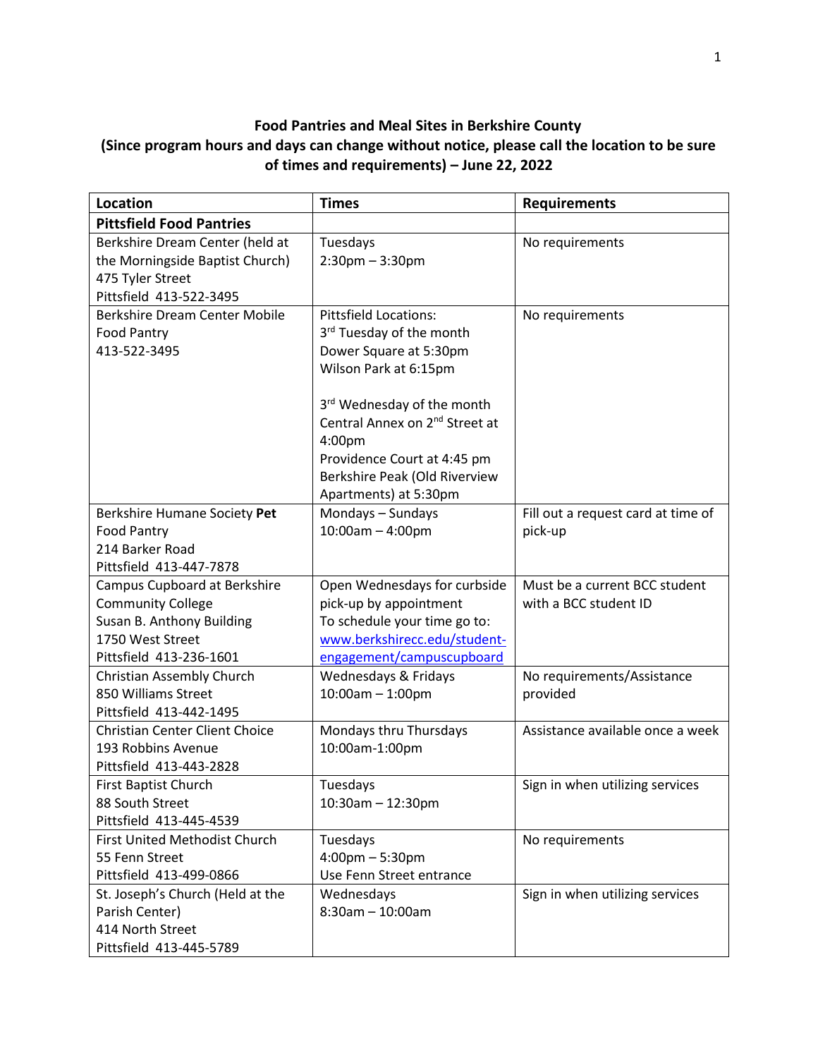# Food Pantries and Meal Sites in Berkshire County

**(Since program hours and days can change without notice, please call the location to be sure of times and requirements) – June 22, 2022**

| **Location** | **Times** | **Requirements** |
|---|---|---|
| **Pittsfield Food Pantries** | | |
| Berkshire Dream Center (held at the Morningside Baptist Church)<br>475 Tyler Street<br>Pittsfield 413-522-3495 | Tuesdays<br>2:30pm – 3:30pm | No requirements |
| Berkshire Dream Center Mobile Food Pantry<br>413-522-3495 | Pittsfield Locations:<br>3rd Tuesday of the month<br>Dower Square at 5:30pm<br>Wilson Park at 6:15pm<br><br>3rd Wednesday of the month<br>Central Annex on 2nd Street at 4:00pm<br>Providence Court at 4:45 pm<br>Berkshire Peak (Old Riverview Apartments) at 5:30pm | No requirements |
| Berkshire Humane Society **Pet** Food Pantry<br>214 Barker Road<br>Pittsfield 413-447-7878 | Mondays – Sundays<br>10:00am – 4:00pm | Fill out a request card at time of pick-up |
| Campus Cupboard at Berkshire Community College<br>Susan B. Anthony Building<br>1750 West Street<br>Pittsfield 413-236-1601 | Open Wednesdays for curbside pick-up by appointment<br>To schedule your time go to: [www.berkshirecc.edu/student-engagement/campuscupboard](www.berkshirecc.edu/student-engagement/campuscupboard) | Must be a current BCC student with a BCC student ID |
| Christian Assembly Church<br>850 Williams Street<br>Pittsfield 413-442-1495 | Wednesdays & Fridays<br>10:00am – 1:00pm | No requirements/Assistance provided |
| Christian Center Client Choice<br>193 Robbins Avenue<br>Pittsfield 413-443-2828 | Mondays thru Thursdays<br>10:00am-1:00pm | Assistance available once a week |
| First Baptist Church<br>88 South Street<br>Pittsfield 413-445-4539 | Tuesdays<br>10:30am – 12:30pm | Sign in when utilizing services |
| First United Methodist Church<br>55 Fenn Street<br>Pittsfield 413-499-0866 | Tuesdays<br>4:00pm – 5:30pm<br>Use Fenn Street entrance | No requirements |
| St. Joseph's Church (Held at the Parish Center)<br>414 North Street<br>Pittsfield 413-445-5789 | Wednesdays<br>8:30am – 10:00am | Sign in when utilizing services |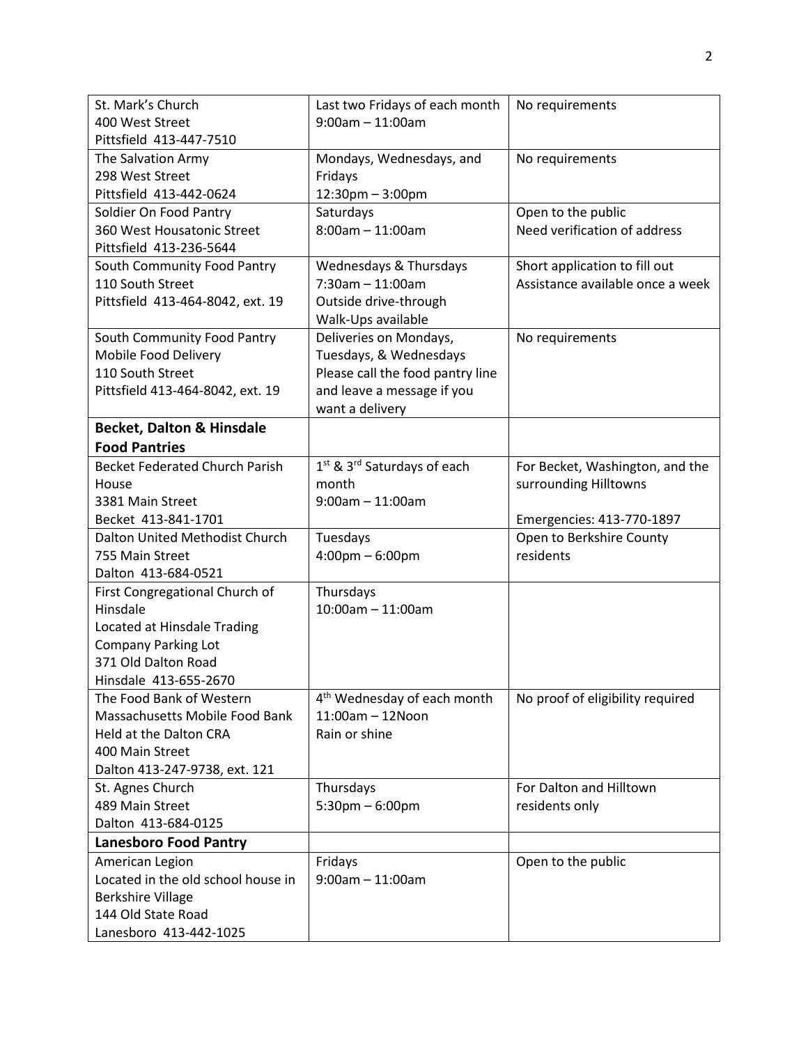| | | |
|---|---|---|
| St. Mark's Church<br>400 West Street<br>Pittsfield 413-447-7510 | Last two Fridays of each month<br>9:00am – 11:00am | No requirements |
| The Salvation Army<br>298 West Street<br>Pittsfield 413-442-0624 | Mondays, Wednesdays, and Fridays<br>12:30pm – 3:00pm | No requirements |
| Soldier On Food Pantry<br>360 West Housatonic Street<br>Pittsfield 413-236-5644 | Saturdays<br>8:00am – 11:00am | Open to the public<br>Need verification of address |
| South Community Food Pantry<br>110 South Street<br>Pittsfield 413-464-8042, ext. 19 | Wednesdays & Thursdays<br>7:30am – 11:00am<br>Outside drive-through<br>Walk-Ups available | Short application to fill out<br>Assistance available once a week |
| South Community Food Pantry<br>Mobile Food Delivery<br>110 South Street<br>Pittsfield 413-464-8042, ext. 19 | Deliveries on Mondays, Tuesdays, & Wednesdays<br>Please call the food pantry line and leave a message if you want a delivery | No requirements |
| **Becket, Dalton & Hinsdale Food Pantries** | | |
| Becket Federated Church Parish House<br>3381 Main Street<br>Becket 413-841-1701 | 1st & 3rd Saturdays of each month<br>9:00am – 11:00am | For Becket, Washington, and the surrounding Hilltowns<br><br>Emergencies: 413-770-1897 |
| Dalton United Methodist Church<br>755 Main Street<br>Dalton 413-684-0521 | Tuesdays<br>4:00pm – 6:00pm | Open to Berkshire County residents |
| First Congregational Church of Hinsdale<br>Located at Hinsdale Trading Company Parking Lot<br>371 Old Dalton Road<br>Hinsdale 413-655-2670 | Thursdays<br>10:00am – 11:00am | |
| The Food Bank of Western Massachusetts Mobile Food Bank<br>Held at the Dalton CRA<br>400 Main Street<br>Dalton 413-247-9738, ext. 121 | 4th Wednesday of each month<br>11:00am – 12Noon<br>Rain or shine | No proof of eligibility required |
| St. Agnes Church<br>489 Main Street<br>Dalton 413-684-0125 | Thursdays<br>5:30pm – 6:00pm | For Dalton and Hilltown residents only |
| **Lanesboro Food Pantry** | | |
| American Legion<br>Located in the old school house in Berkshire Village<br>144 Old State Road<br>Lanesboro 413-442-1025 | Fridays<br>9:00am – 11:00am | Open to the public |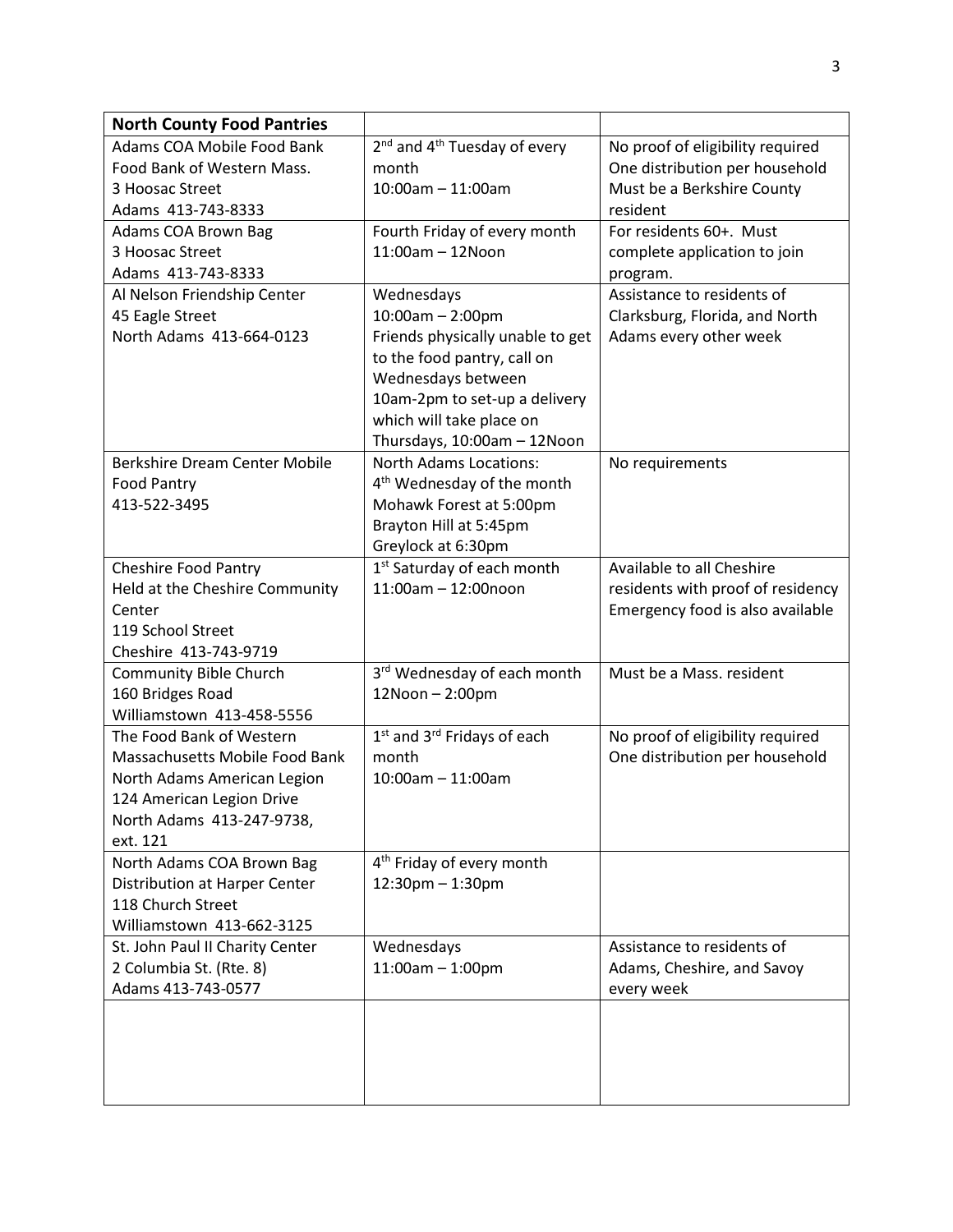| **North County Food Pantries** | | |
|---|---|---|
| Adams COA Mobile Food Bank<br>Food Bank of Western Mass.<br>3 Hoosac Street<br>Adams 413-743-8333 | 2nd and 4th Tuesday of every month<br>10:00am – 11:00am | No proof of eligibility required<br>One distribution per household<br>Must be a Berkshire County resident |
| Adams COA Brown Bag<br>3 Hoosac Street<br>Adams 413-743-8333 | Fourth Friday of every month<br>11:00am – 12Noon | For residents 60+. Must complete application to join program. |
| Al Nelson Friendship Center<br>45 Eagle Street<br>North Adams 413-664-0123 | Wednesdays<br>10:00am – 2:00pm<br>Friends physically unable to get to the food pantry, call on Wednesdays between 10am-2pm to set-up a delivery which will take place on Thursdays, 10:00am – 12Noon | Assistance to residents of Clarksburg, Florida, and North Adams every other week |
| Berkshire Dream Center Mobile Food Pantry<br>413-522-3495 | North Adams Locations:<br>4th Wednesday of the month<br>Mohawk Forest at 5:00pm<br>Brayton Hill at 5:45pm<br>Greylock at 6:30pm | No requirements |
| Cheshire Food Pantry<br>Held at the Cheshire Community Center<br>119 School Street<br>Cheshire 413-743-9719 | 1st Saturday of each month<br>11:00am – 12:00noon | Available to all Cheshire residents with proof of residency<br>Emergency food is also available |
| Community Bible Church<br>160 Bridges Road<br>Williamstown 413-458-5556 | 3rd Wednesday of each month<br>12Noon – 2:00pm | Must be a Mass. resident |
| The Food Bank of Western Massachusetts Mobile Food Bank<br>North Adams American Legion<br>124 American Legion Drive<br>North Adams 413-247-9738, ext. 121 | 1st and 3rd Fridays of each month<br>10:00am – 11:00am | No proof of eligibility required<br>One distribution per household |
| North Adams COA Brown Bag Distribution at Harper Center<br>118 Church Street<br>Williamstown 413-662-3125 | 4th Friday of every month<br>12:30pm – 1:30pm | |
| St. John Paul II Charity Center<br>2 Columbia St. (Rte. 8)<br>Adams 413-743-0577 | Wednesdays<br>11:00am – 1:00pm | Assistance to residents of Adams, Cheshire, and Savoy every week |
| | | |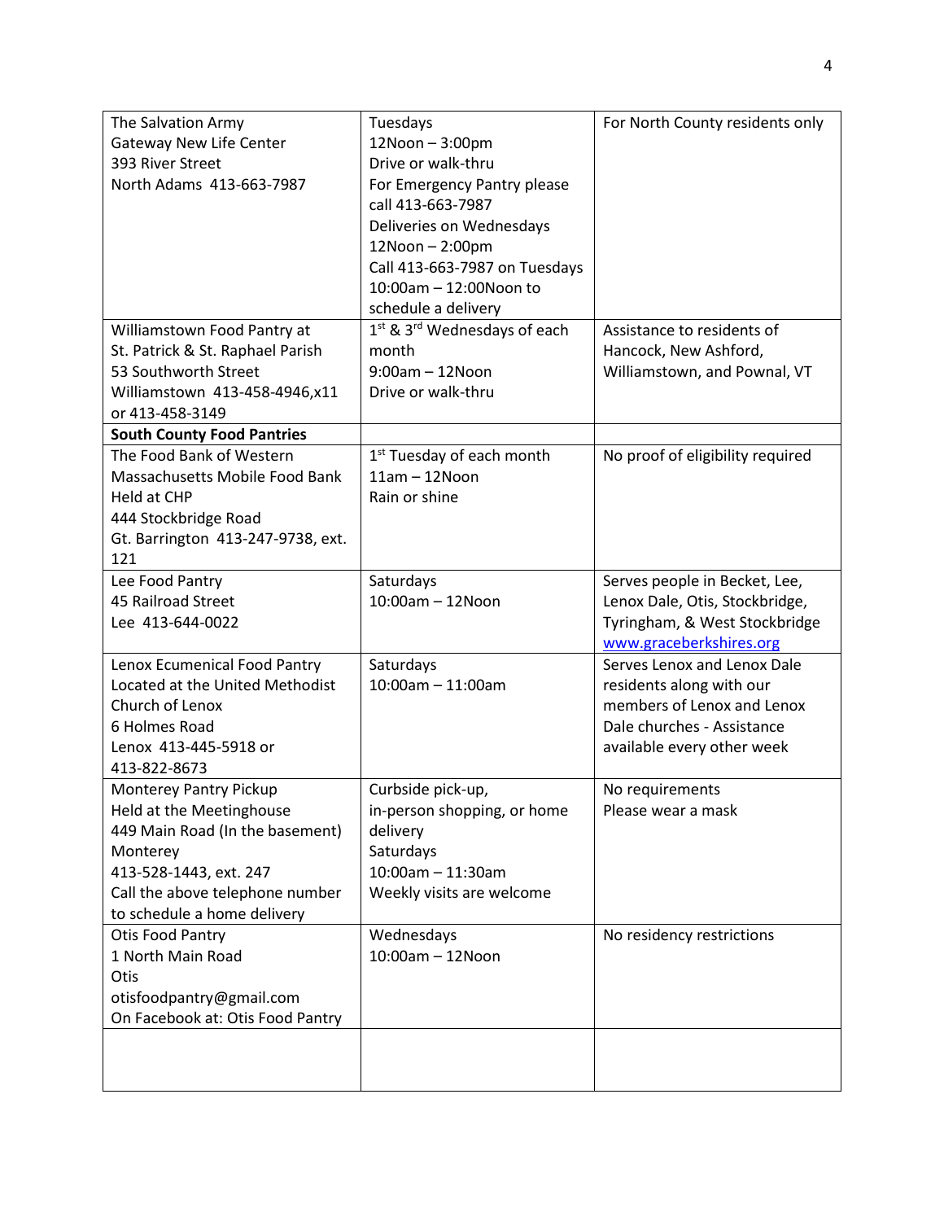| The Salvation Army<br>Gateway New Life Center<br>393 River Street<br>North Adams 413-663-7987 | Tuesdays<br>12Noon – 3:00pm<br>Drive or walk-thru<br>For Emergency Pantry please call 413-663-7987<br>Deliveries on Wednesdays<br>12Noon – 2:00pm<br>Call 413-663-7987 on Tuesdays 10:00am – 12:00Noon to schedule a delivery | For North County residents only |
|---|---|---|
| Williamstown Food Pantry at St. Patrick & St. Raphael Parish<br>53 Southworth Street<br>Williamstown 413-458-4946,x11 or 413-458-3149 | 1st & 3rd Wednesdays of each month<br>9:00am – 12Noon<br>Drive or walk-thru | Assistance to residents of Hancock, New Ashford, Williamstown, and Pownal, VT |
| **South County Food Pantries** | | |
| The Food Bank of Western Massachusetts Mobile Food Bank<br>Held at CHP<br>444 Stockbridge Road<br>Gt. Barrington 413-247-9738, ext. 121 | 1st Tuesday of each month<br>11am – 12Noon<br>Rain or shine | No proof of eligibility required |
| Lee Food Pantry<br>45 Railroad Street<br>Lee 413-644-0022 | Saturdays<br>10:00am – 12Noon | Serves people in Becket, Lee, Lenox Dale, Otis, Stockbridge, Tyringham, & West Stockbridge<br>www.graceberkshires.org |
| Lenox Ecumenical Food Pantry<br>Located at the United Methodist Church of Lenox<br>6 Holmes Road<br>Lenox 413-445-5918 or 413-822-8673 | Saturdays<br>10:00am – 11:00am | Serves Lenox and Lenox Dale residents along with our members of Lenox and Lenox Dale churches - Assistance available every other week |
| Monterey Pantry Pickup<br>Held at the Meetinghouse<br>449 Main Road (In the basement)<br>Monterey<br>413-528-1443, ext. 247<br>Call the above telephone number to schedule a home delivery | Curbside pick-up, in-person shopping, or home delivery<br>Saturdays<br>10:00am – 11:30am<br>Weekly visits are welcome | No requirements<br>Please wear a mask |
| Otis Food Pantry<br>1 North Main Road<br>Otis<br>otisfoodpantry@gmail.com<br>On Facebook at: Otis Food Pantry | Wednesdays<br>10:00am – 12Noon | No residency restrictions |
| | | |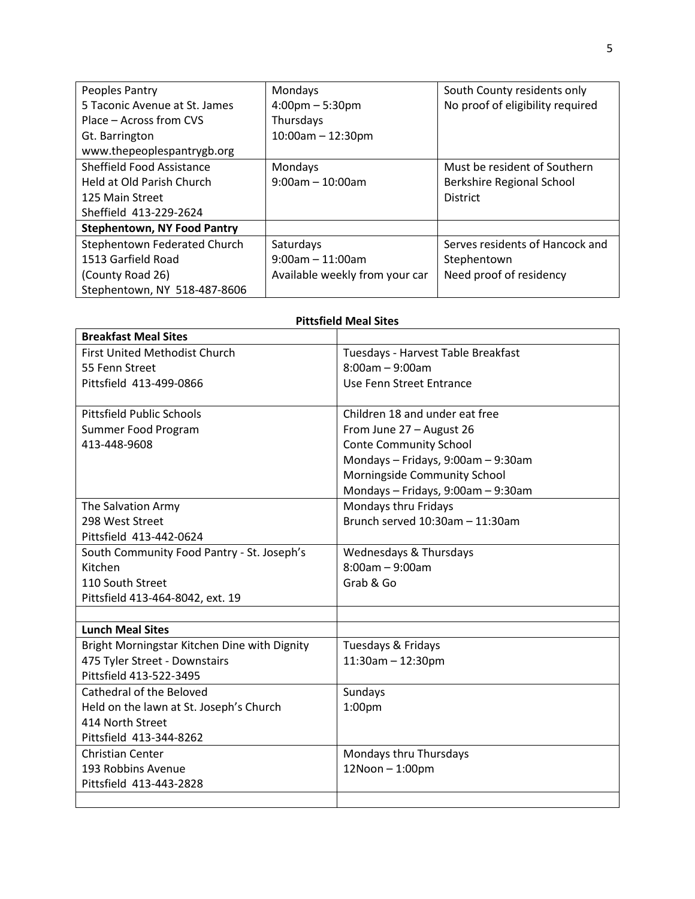| | | |
|---|---|---|
| Peoples Pantry<br>5 Taconic Avenue at St. James Place – Across from CVS<br>Gt. Barrington<br>www.thepeoplespantrygb.org | Mondays<br>4:00pm – 5:30pm<br>Thursdays<br>10:00am – 12:30pm | South County residents only<br>No proof of eligibility required |
| Sheffield Food Assistance<br>Held at Old Parish Church<br>125 Main Street<br>Sheffield 413-229-2624 | Mondays<br>9:00am – 10:00am | Must be resident of Southern Berkshire Regional School District |
| **Stephentown, NY Food Pantry** | | |
| Stephentown Federated Church<br>1513 Garfield Road<br>(County Road 26)<br>Stephentown, NY 518-487-8606 | Saturdays<br>9:00am – 11:00am<br>Available weekly from your car | Serves residents of Hancock and Stephentown<br>Need proof of residency |

**Pittsfield Meal Sites**

| **Breakfast Meal Sites** | |
|---|---|
| First United Methodist Church<br>55 Fenn Street<br>Pittsfield 413-499-0866 | Tuesdays - Harvest Table Breakfast<br>8:00am – 9:00am<br>Use Fenn Street Entrance |
| Pittsfield Public Schools<br>Summer Food Program<br>413-448-9608 | Children 18 and under eat free<br>From June 27 – August 26<br>Conte Community School<br>Mondays – Fridays, 9:00am – 9:30am<br>Morningside Community School<br>Mondays – Fridays, 9:00am – 9:30am |
| The Salvation Army<br>298 West Street<br>Pittsfield 413-442-0624 | Mondays thru Fridays<br>Brunch served 10:30am – 11:30am |
| South Community Food Pantry - St. Joseph's Kitchen<br>110 South Street<br>Pittsfield 413-464-8042, ext. 19 | Wednesdays & Thursdays<br>8:00am – 9:00am<br>Grab & Go |
| | |
| **Lunch Meal Sites** | |
| Bright Morningstar Kitchen Dine with Dignity<br>475 Tyler Street - Downstairs<br>Pittsfield 413-522-3495 | Tuesdays & Fridays<br>11:30am – 12:30pm |
| Cathedral of the Beloved<br>Held on the lawn at St. Joseph's Church<br>414 North Street<br>Pittsfield 413-344-8262 | Sundays<br>1:00pm |
| Christian Center<br>193 Robbins Avenue<br>Pittsfield 413-443-2828 | Mondays thru Thursdays<br>12Noon – 1:00pm |
| | |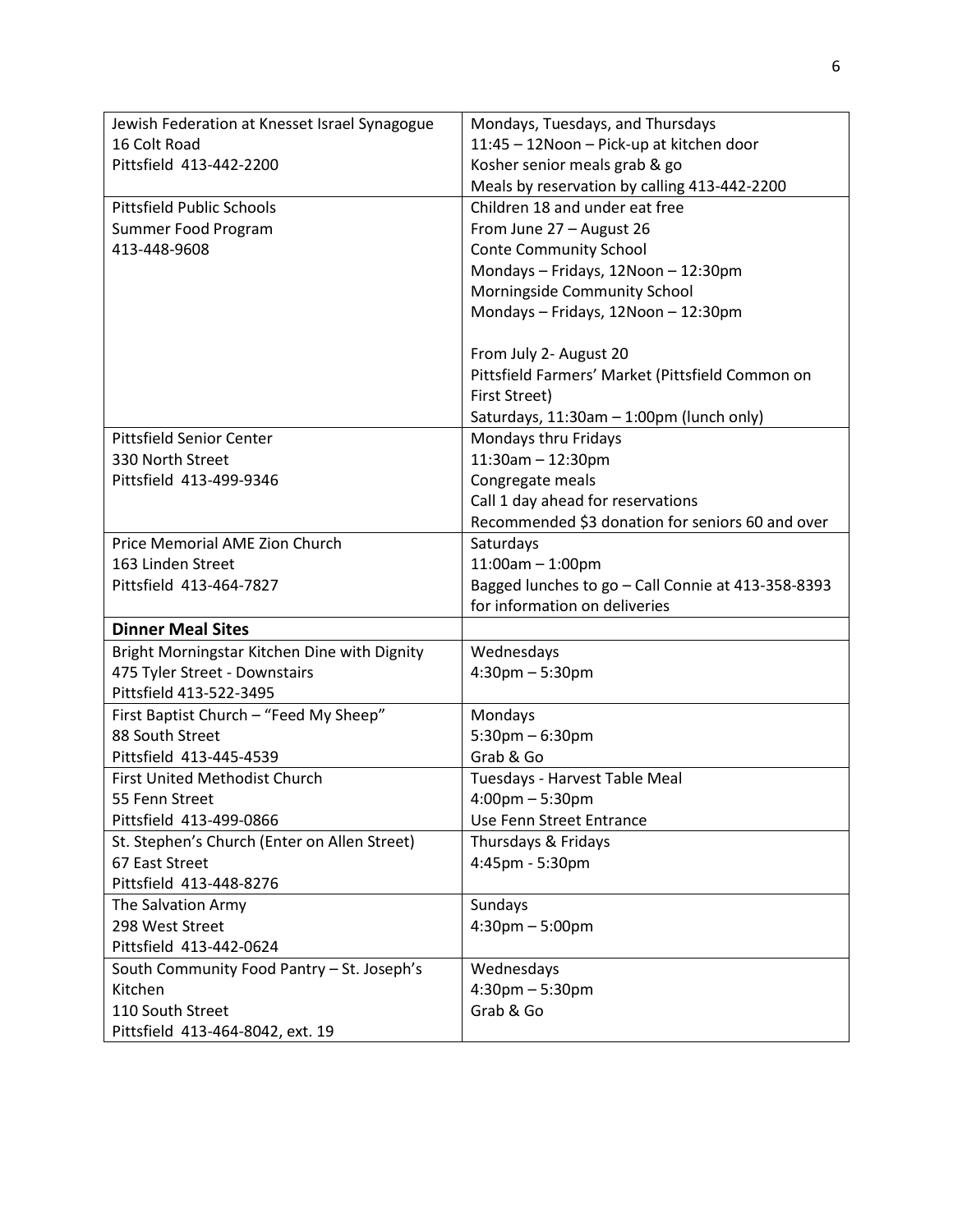| | |
|---|---|
| Jewish Federation at Knesset Israel Synagogue<br>16 Colt Road<br>Pittsfield 413-442-2200 | Mondays, Tuesdays, and Thursdays<br>11:45 – 12Noon – Pick-up at kitchen door<br>Kosher senior meals grab & go<br>Meals by reservation by calling 413-442-2200 |
| Pittsfield Public Schools<br>Summer Food Program<br>413-448-9608 | Children 18 and under eat free<br>From June 27 – August 26<br>Conte Community School<br>Mondays – Fridays, 12Noon – 12:30pm<br>Morningside Community School<br>Mondays – Fridays, 12Noon – 12:30pm<br><br>From July 2- August 20<br>Pittsfield Farmers' Market (Pittsfield Common on First Street)<br>Saturdays, 11:30am – 1:00pm (lunch only) |
| Pittsfield Senior Center<br>330 North Street<br>Pittsfield 413-499-9346 | Mondays thru Fridays<br>11:30am – 12:30pm<br>Congregate meals<br>Call 1 day ahead for reservations<br>Recommended $3 donation for seniors 60 and over |
| Price Memorial AME Zion Church<br>163 Linden Street<br>Pittsfield 413-464-7827 | Saturdays<br>11:00am – 1:00pm<br>Bagged lunches to go – Call Connie at 413-358-8393 for information on deliveries |
| **Dinner Meal Sites** | |
| Bright Morningstar Kitchen Dine with Dignity<br>475 Tyler Street - Downstairs<br>Pittsfield 413-522-3495 | Wednesdays<br>4:30pm – 5:30pm |
| First Baptist Church – "Feed My Sheep"<br>88 South Street<br>Pittsfield 413-445-4539 | Mondays<br>5:30pm – 6:30pm<br>Grab & Go |
| First United Methodist Church<br>55 Fenn Street<br>Pittsfield 413-499-0866 | Tuesdays - Harvest Table Meal<br>4:00pm – 5:30pm<br>Use Fenn Street Entrance |
| St. Stephen's Church (Enter on Allen Street)<br>67 East Street<br>Pittsfield 413-448-8276 | Thursdays & Fridays<br>4:45pm - 5:30pm |
| The Salvation Army<br>298 West Street<br>Pittsfield 413-442-0624 | Sundays<br>4:30pm – 5:00pm |
| South Community Food Pantry – St. Joseph's Kitchen<br>110 South Street<br>Pittsfield 413-464-8042, ext. 19 | Wednesdays<br>4:30pm – 5:30pm<br>Grab & Go |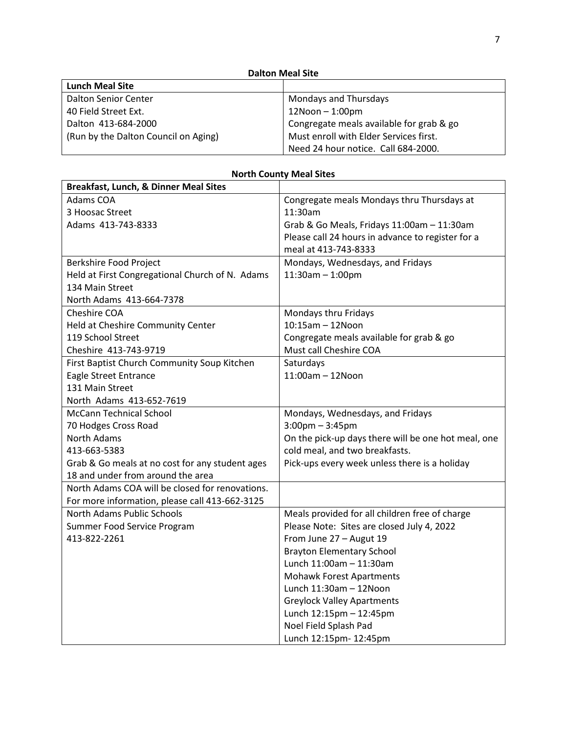## Dalton Meal Site

| Lunch Meal Site | |
|---|---|
| Dalton Senior Center<br>40 Field Street Ext.<br>Dalton 413-684-2000<br>(Run by the Dalton Council on Aging) | Mondays and Thursdays<br>12Noon – 1:00pm<br>Congregate meals available for grab & go<br>Must enroll with Elder Services first.<br>Need 24 hour notice. Call 684-2000. |

## North County Meal Sites

| Breakfast, Lunch, & Dinner Meal Sites | |
|---|---|
| Adams COA<br>3 Hoosac Street<br>Adams 413-743-8333 | Congregate meals Mondays thru Thursdays at 11:30am<br>Grab & Go Meals, Fridays 11:00am – 11:30am<br>Please call 24 hours in advance to register for a meal at 413-743-8333 |
| Berkshire Food Project<br>Held at First Congregational Church of N. Adams<br>134 Main Street<br>North Adams 413-664-7378 | Mondays, Wednesdays, and Fridays<br>11:30am – 1:00pm |
| Cheshire COA<br>Held at Cheshire Community Center<br>119 School Street<br>Cheshire 413-743-9719 | Mondays thru Fridays<br>10:15am – 12Noon<br>Congregate meals available for grab & go<br>Must call Cheshire COA |
| First Baptist Church Community Soup Kitchen<br>Eagle Street Entrance<br>131 Main Street<br>North Adams 413-652-7619 | Saturdays<br>11:00am – 12Noon |
| McCann Technical School<br>70 Hodges Cross Road<br>North Adams<br>413-663-5383<br>Grab & Go meals at no cost for any student ages 18 and under from around the area | Mondays, Wednesdays, and Fridays<br>3:00pm – 3:45pm<br>On the pick-up days there will be one hot meal, one cold meal, and two breakfasts.<br>Pick-ups every week unless there is a holiday |
| North Adams COA will be closed for renovations.<br>For more information, please call 413-662-3125 | |
| North Adams Public Schools<br>Summer Food Service Program<br>413-822-2261 | Meals provided for all children free of charge<br>Please Note: Sites are closed July 4, 2022<br>From June 27 – August 19<br>Brayton Elementary School<br>Lunch 11:00am – 11:30am<br>Mohawk Forest Apartments<br>Lunch 11:30am – 12Noon<br>Greylock Valley Apartments<br>Lunch 12:15pm – 12:45pm<br>Noel Field Splash Pad<br>Lunch 12:15pm- 12:45pm |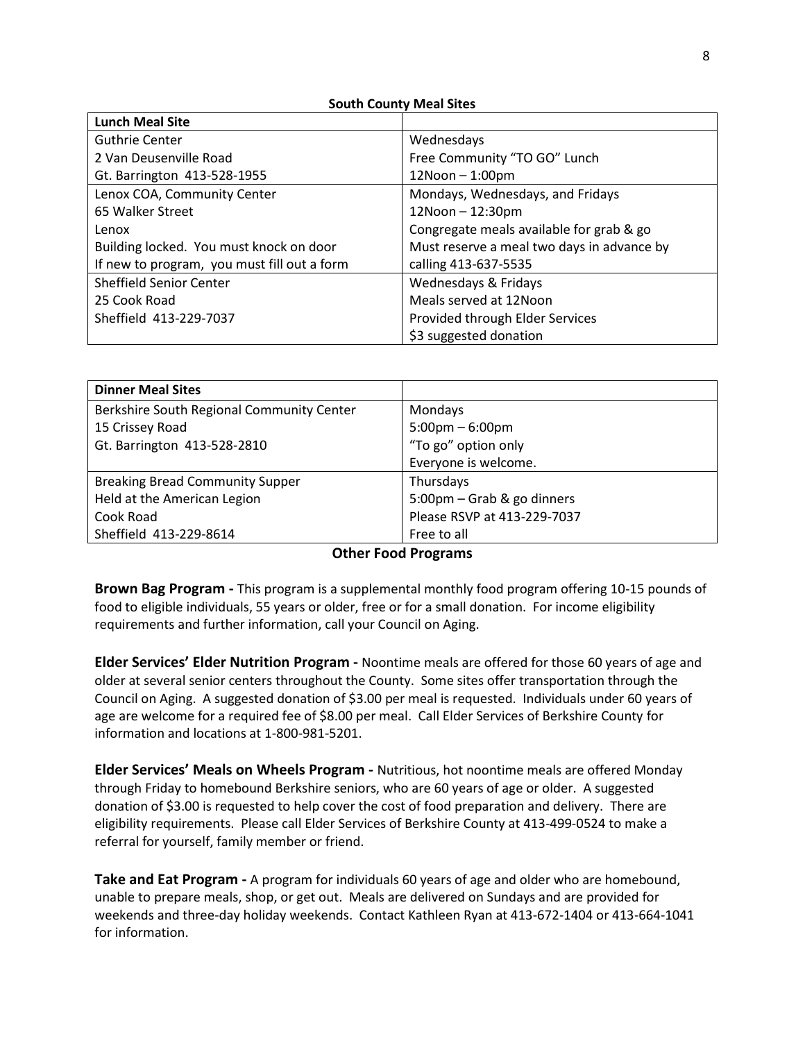## South County Meal Sites

| Lunch Meal Site | |
|---|---|
| Guthrie Center<br>2 Van Deusenville Road<br>Gt. Barrington 413-528-1955 | Wednesdays<br>Free Community "TO GO" Lunch<br>12Noon – 1:00pm |
| Lenox COA, Community Center<br>65 Walker Street<br>Lenox<br>Building locked. You must knock on door<br>If new to program, you must fill out a form | Mondays, Wednesdays, and Fridays<br>12Noon – 12:30pm<br>Congregate meals available for grab & go<br>Must reserve a meal two days in advance by calling 413-637-5535 |
| Sheffield Senior Center<br>25 Cook Road<br>Sheffield 413-229-7037 | Wednesdays & Fridays<br>Meals served at 12Noon<br>Provided through Elder Services<br>$3 suggested donation |

| Dinner Meal Sites | |
|---|---|
| Berkshire South Regional Community Center<br>15 Crissey Road<br>Gt. Barrington 413-528-2810 | Mondays<br>5:00pm – 6:00pm<br>"To go" option only<br>Everyone is welcome. |
| Breaking Bread Community Supper<br>Held at the American Legion<br>Cook Road<br>Sheffield 413-229-8614 | Thursdays<br>5:00pm – Grab & go dinners<br>Please RSVP at 413-229-7037<br>Free to all |

## Other Food Programs

**Brown Bag Program -** This program is a supplemental monthly food program offering 10-15 pounds of food to eligible individuals, 55 years or older, free or for a small donation. For income eligibility requirements and further information, call your Council on Aging.

**Elder Services' Elder Nutrition Program -** Noontime meals are offered for those 60 years of age and older at several senior centers throughout the County. Some sites offer transportation through the Council on Aging. A suggested donation of $3.00 per meal is requested. Individuals under 60 years of age are welcome for a required fee of $8.00 per meal. Call Elder Services of Berkshire County for information and locations at 1-800-981-5201.

**Elder Services' Meals on Wheels Program -** Nutritious, hot noontime meals are offered Monday through Friday to homebound Berkshire seniors, who are 60 years of age or older. A suggested donation of $3.00 is requested to help cover the cost of food preparation and delivery. There are eligibility requirements. Please call Elder Services of Berkshire County at 413-499-0524 to make a referral for yourself, family member or friend.

**Take and Eat Program -** A program for individuals 60 years of age and older who are homebound, unable to prepare meals, shop, or get out. Meals are delivered on Sundays and are provided for weekends and three-day holiday weekends. Contact Kathleen Ryan at 413-672-1404 or 413-664-1041 for information.